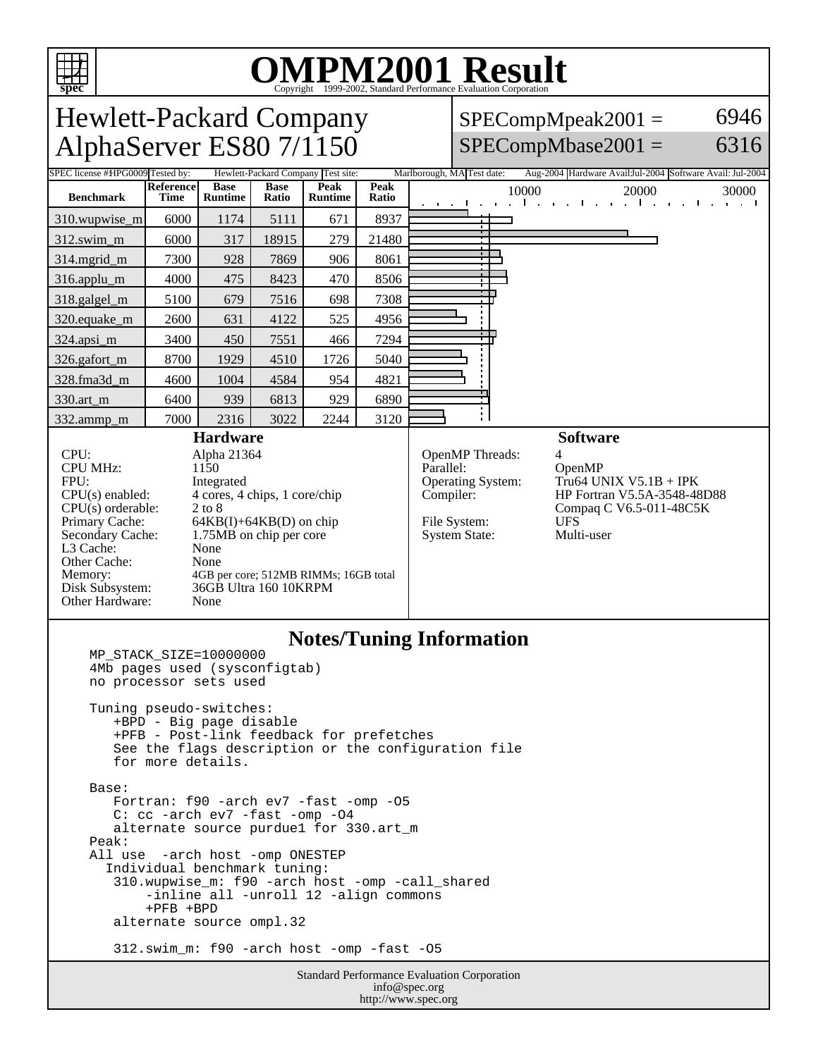# OMPM2001 Result

Copyright 1999-2002, Standard Performance Evaluation Corporation

## Hewlett-Packard Company AlphaServer ES80 7/1150

SPECompMpeak2001 = 6946

SPECompMbase2001 = 6316

| SPEC license #: HPG0009 | Tested by: Hewlett-Packard Company | Test site: Marlborough, MA | Test date: Aug-2004 | Hardware Avail: Jul-2004 | Software Avail: Jul-2004 |
|---|---|---|---|---|---|

| Benchmark | Reference Time | Base Runtime | Base Ratio | Peak Runtime | Peak Ratio |
|---|---|---|---|---|---|
| 310.wupwise_m | 6000 | 1174 | 5111 | 671 | 8937 |
| 312.swim_m | 6000 | 317 | 18915 | 279 | 21480 |
| 314.mgrid_m | 7300 | 928 | 7869 | 906 | 8061 |
| 316.applu_m | 4000 | 475 | 8423 | 470 | 8506 |
| 318.galgel_m | 5100 | 679 | 7516 | 698 | 7308 |
| 320.equake_m | 2600 | 631 | 4122 | 525 | 4956 |
| 324.apsi_m | 3400 | 450 | 7551 | 466 | 7294 |
| 326.gafort_m | 8700 | 1929 | 4510 | 1726 | 5040 |
| 328.fma3d_m | 4600 | 1004 | 4584 | 954 | 4821 |
| 330.art_m | 6400 | 939 | 6813 | 929 | 6890 |
| 332.ammp_m | 7000 | 2316 | 3022 | 2244 | 3120 |

### Hardware

| | |
|---|---|
| CPU: | Alpha 21364 |
| CPU MHz: | 1150 |
| FPU: | Integrated |
| CPU(s) enabled: | 4 cores, 4 chips, 1 core/chip |
| CPU(s) orderable: | 2 to 8 |
| Primary Cache: | 64KB(I)+64KB(D) on chip |
| Secondary Cache: | 1.75MB on chip per core |
| L3 Cache: | None |
| Other Cache: | None |
| Memory: | 4GB per core; 512MB RIMMs; 16GB total |
| Disk Subsystem: | 36GB Ultra 160 10KRPM |
| Other Hardware: | None |

### Software

| | |
|---|---|
| OpenMP Threads: | 4 |
| Parallel: | OpenMP |
| Operating System: | Tru64 UNIX V5.1B + IPK |
| Compiler: | HP Fortran V5.5A-3548-48D88<br>Compaq C V6.5-011-48C5K |
| File System: | UFS |
| System State: | Multi-user |

### Notes/Tuning Information

```
MP_STACK_SIZE=10000000
4Mb pages used (sysconfigtab)
no processor sets used

Tuning pseudo-switches:
   +BPD - Big page disable
   +PFB - Post-link feedback for prefetches
   See the flags description or the configuration file
   for more details.

Base:
   Fortran: f90 -arch ev7 -fast -omp -O5
   C: cc -arch ev7 -fast -omp -O4
   alternate source purdue1 for 330.art_m
Peak:
All use  -arch host -omp ONESTEP
  Individual benchmark tuning:
   310.wupwise_m: f90 -arch host -omp -call_shared
       -inline all -unroll 12 -align commons
       +PFB +BPD
   alternate source ompl.32

   312.swim_m: f90 -arch host -omp -fast -O5
```

Standard Performance Evaluation Corporation
info@spec.org
http://www.spec.org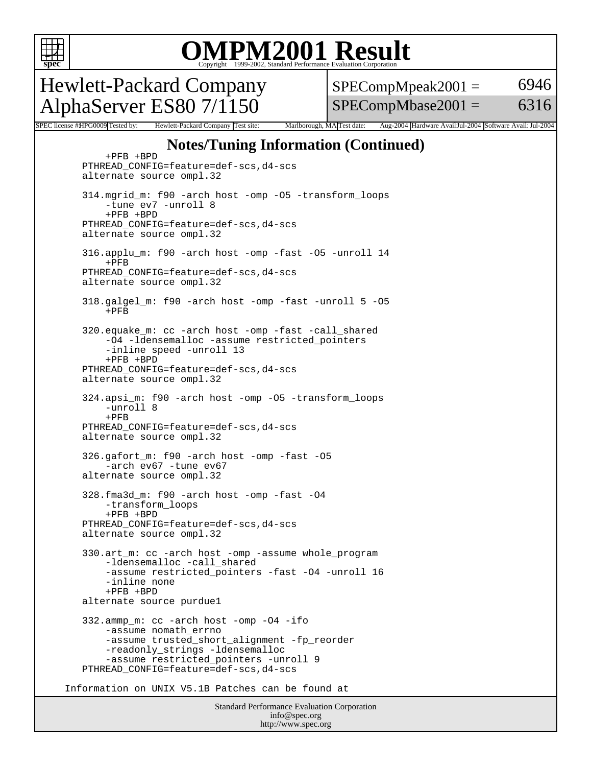# OMPM2001 Result

Copyright 1999-2002, Standard Performance Evaluation Corporation

## Hewlett-Packard Company
## AlphaServer ES80 7/1150

| SPECompMpeak2001 = | 6946 |
|---|---|
| SPECompMbase2001 = | 6316 |

SPEC license #: HPG0009 | Tested by: Hewlett-Packard Company | Test site: Marlborough, MA | Test date: Aug-2004 | Hardware Avail: Jul-2004 | Software Avail: Jul-2004

### Notes/Tuning Information (Continued)

```
         +PFB +BPD
     PTHREAD_CONFIG=feature=def-scs,d4-scs
     alternate source ompl.32

     314.mgrid_m: f90 -arch host -omp -O5 -transform_loops
         -tune ev7 -unroll 8
         +PFB +BPD
     PTHREAD_CONFIG=feature=def-scs,d4-scs
     alternate source ompl.32

     316.applu_m: f90 -arch host -omp -fast -O5 -unroll 14
         +PFB
     PTHREAD_CONFIG=feature=def-scs,d4-scs
     alternate source ompl.32

     318.galgel_m: f90 -arch host -omp -fast -unroll 5 -O5
         +PFB

     320.equake_m: cc -arch host -omp -fast -call_shared
         -O4 -ldensemalloc -assume restricted_pointers
         -inline speed -unroll 13
         +PFB +BPD
     PTHREAD_CONFIG=feature=def-scs,d4-scs
     alternate source ompl.32

     324.apsi_m: f90 -arch host -omp -O5 -transform_loops
         -unroll 8
         +PFB
     PTHREAD_CONFIG=feature=def-scs,d4-scs
     alternate source ompl.32

     326.gafort_m: f90 -arch host -omp -fast -O5
         -arch ev67 -tune ev67
     alternate source ompl.32

     328.fma3d_m: f90 -arch host -omp -fast -O4
         -transform_loops
         +PFB +BPD
     PTHREAD_CONFIG=feature=def-scs,d4-scs
     alternate source ompl.32

     330.art_m: cc -arch host -omp -assume whole_program
         -ldensemalloc -call_shared
         -assume restricted_pointers -fast -O4 -unroll 16
         -inline none
         +PFB +BPD
     alternate source purdue1

     332.ammp_m: cc -arch host -omp -O4 -ifo
         -assume nomath_errno
         -assume trusted_short_alignment -fp_reorder
         -readonly_strings -ldensemalloc
         -assume restricted_pointers -unroll 9
     PTHREAD_CONFIG=feature=def-scs,d4-scs

  Information on UNIX V5.1B Patches can be found at
```

Standard Performance Evaluation Corporation
info@spec.org
http://www.spec.org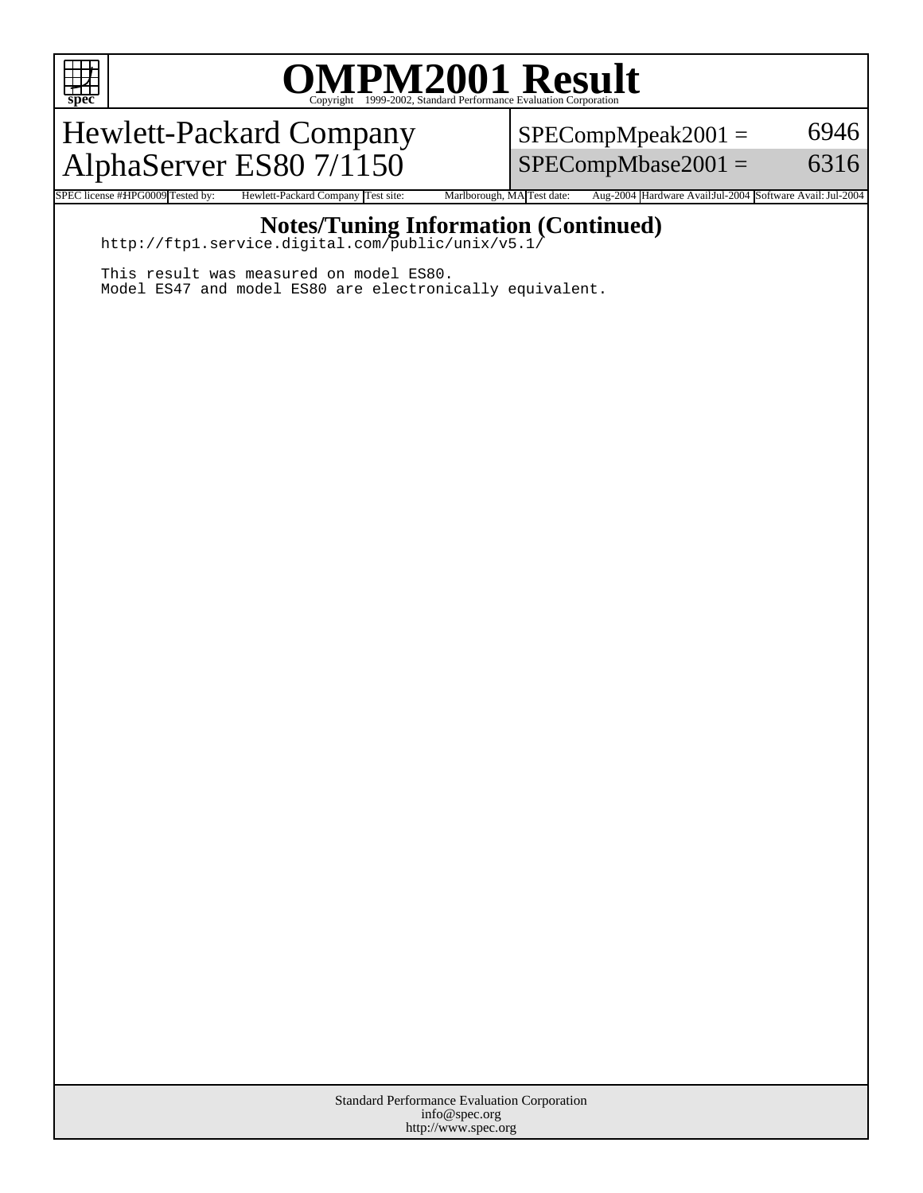# OMPM2001 Result

Copyright 1999-2002, Standard Performance Evaluation Corporation

## Hewlett-Packard Company
## AlphaServer ES80 7/1150

SPECompMpeak2001 = 6946

SPECompMbase2001 = 6316

| SPEC license #: HPG0009 | Tested by: Hewlett-Packard Company | Test site: Marlborough, MA | Test date: Aug-2004 | Hardware Avail: Jul-2004 | Software Avail: Jul-2004 |
|---|---|---|---|---|---|

### Notes/Tuning Information (Continued)

```
http://ftp1.service.digital.com/public/unix/v5.1/

This result was measured on model ES80.
Model ES47 and model ES80 are electronically equivalent.
```

Standard Performance Evaluation Corporation
info@spec.org
http://www.spec.org